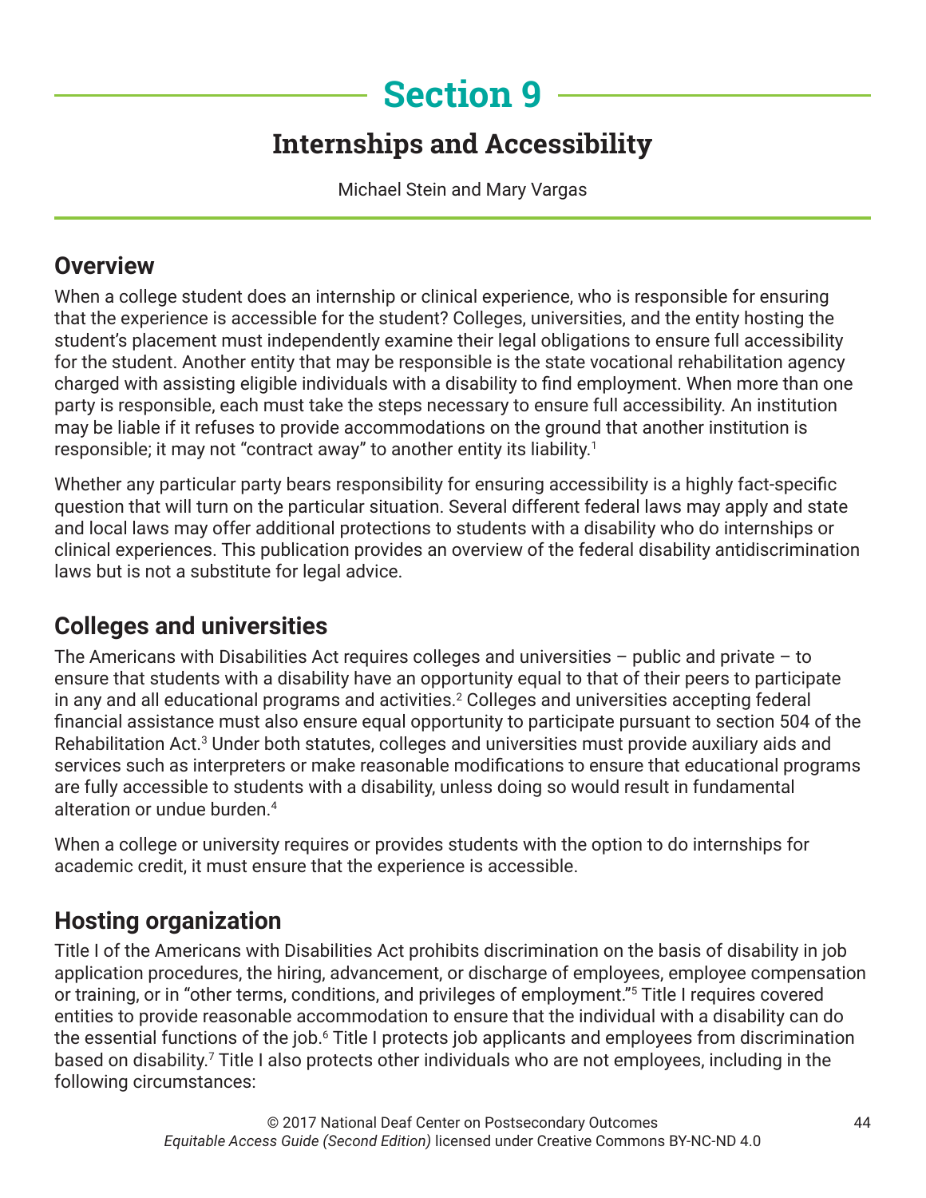# Section 9

## Internships and Accessibility

Michael Stein and Mary Vargas

### Overview

When a college student does an internship or clinical experience, who is responsible for ensuring that the experience is accessible for the student? Colleges, universities, and the entity hosting the student's placement must independently examine their legal obligations to ensure full accessibility for the student. Another entity that may be responsible is the state vocational rehabilitation agency charged with assisting eligible individuals with a disability to find employment. When more than one party is responsible, each must take the steps necessary to ensure full accessibility. An institution may be liable if it refuses to provide accommodations on the ground that another institution is responsible; it may not "contract away" to another entity its liability.[1]

Whether any particular party bears responsibility for ensuring accessibility is a highly fact-specific question that will turn on the particular situation. Several different federal laws may apply and state and local laws may offer additional protections to students with a disability who do internships or clinical experiences. This publication provides an overview of the federal disability antidiscrimination laws but is not a substitute for legal advice.

### Colleges and universities

The Americans with Disabilities Act requires colleges and universities – public and private – to ensure that students with a disability have an opportunity equal to that of their peers to participate in any and all educational programs and activities.[2] Colleges and universities accepting federal financial assistance must also ensure equal opportunity to participate pursuant to section 504 of the Rehabilitation Act.[3] Under both statutes, colleges and universities must provide auxiliary aids and services such as interpreters or make reasonable modifications to ensure that educational programs are fully accessible to students with a disability, unless doing so would result in fundamental alteration or undue burden.[4]

When a college or university requires or provides students with the option to do internships for academic credit, it must ensure that the experience is accessible.

### Hosting organization

Title I of the Americans with Disabilities Act prohibits discrimination on the basis of disability in job application procedures, the hiring, advancement, or discharge of employees, employee compensation or training, or in "other terms, conditions, and privileges of employment."[5] Title I requires covered entities to provide reasonable accommodation to ensure that the individual with a disability can do the essential functions of the job.[6] Title I protects job applicants and employees from discrimination based on disability.[7] Title I also protects other individuals who are not employees, including in the following circumstances: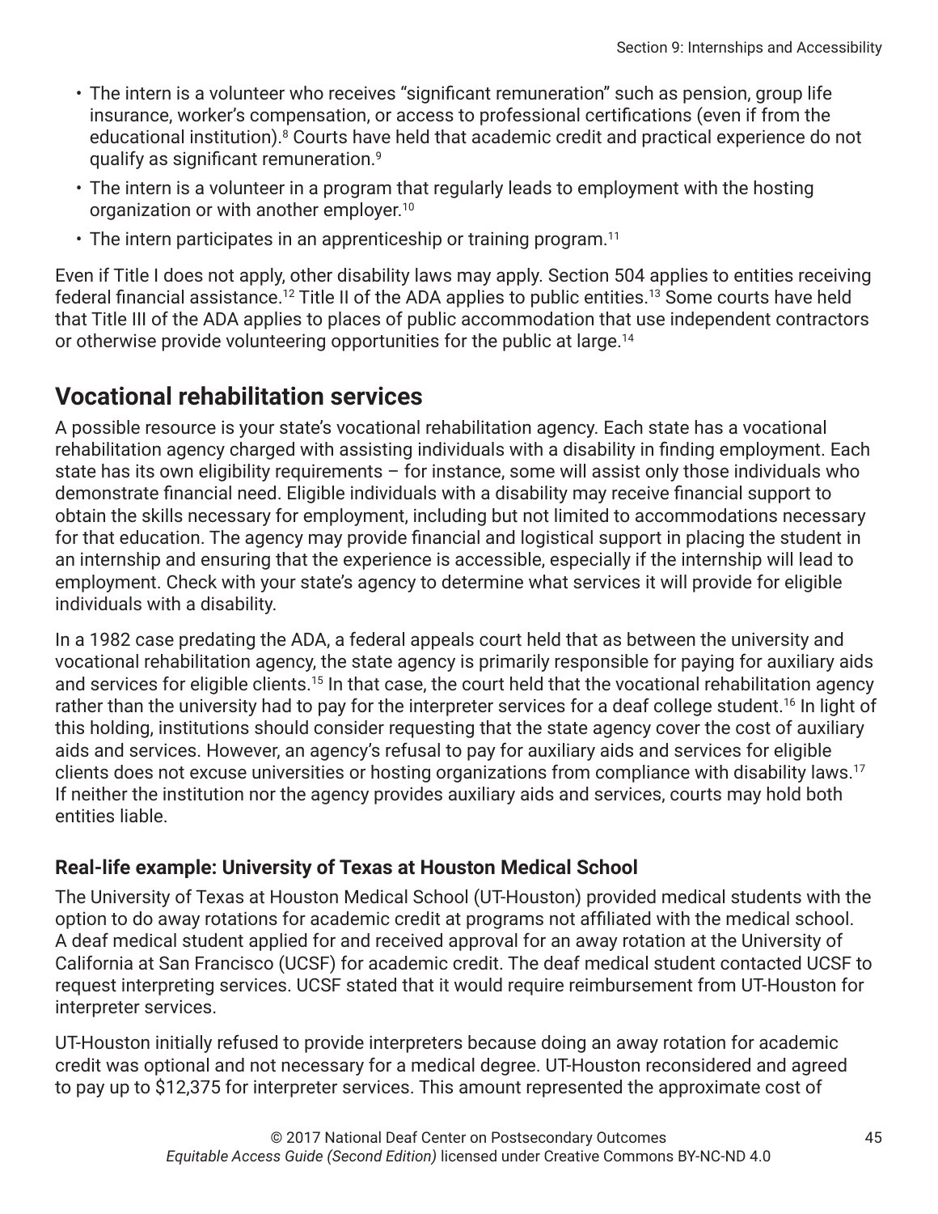- The intern is a volunteer who receives "significant remuneration" such as pension, group life insurance, worker's compensation, or access to professional certifications (even if from the educational institution).[8] Courts have held that academic credit and practical experience do not qualify as significant remuneration.[9]
- The intern is a volunteer in a program that regularly leads to employment with the hosting organization or with another employer.[10]
- The intern participates in an apprenticeship or training program.[11]

Even if Title I does not apply, other disability laws may apply. Section 504 applies to entities receiving federal financial assistance.[12] Title II of the ADA applies to public entities.[13] Some courts have held that Title III of the ADA applies to places of public accommodation that use independent contractors or otherwise provide volunteering opportunities for the public at large.[14]

## Vocational rehabilitation services

A possible resource is your state's vocational rehabilitation agency. Each state has a vocational rehabilitation agency charged with assisting individuals with a disability in finding employment. Each state has its own eligibility requirements – for instance, some will assist only those individuals who demonstrate financial need. Eligible individuals with a disability may receive financial support to obtain the skills necessary for employment, including but not limited to accommodations necessary for that education. The agency may provide financial and logistical support in placing the student in an internship and ensuring that the experience is accessible, especially if the internship will lead to employment. Check with your state's agency to determine what services it will provide for eligible individuals with a disability.

In a 1982 case predating the ADA, a federal appeals court held that as between the university and vocational rehabilitation agency, the state agency is primarily responsible for paying for auxiliary aids and services for eligible clients.[15] In that case, the court held that the vocational rehabilitation agency rather than the university had to pay for the interpreter services for a deaf college student.[16] In light of this holding, institutions should consider requesting that the state agency cover the cost of auxiliary aids and services. However, an agency's refusal to pay for auxiliary aids and services for eligible clients does not excuse universities or hosting organizations from compliance with disability laws.[17] If neither the institution nor the agency provides auxiliary aids and services, courts may hold both entities liable.

### Real-life example: University of Texas at Houston Medical School

The University of Texas at Houston Medical School (UT-Houston) provided medical students with the option to do away rotations for academic credit at programs not affiliated with the medical school. A deaf medical student applied for and received approval for an away rotation at the University of California at San Francisco (UCSF) for academic credit. The deaf medical student contacted UCSF to request interpreting services. UCSF stated that it would require reimbursement from UT-Houston for interpreter services.

UT-Houston initially refused to provide interpreters because doing an away rotation for academic credit was optional and not necessary for a medical degree. UT-Houston reconsidered and agreed to pay up to $12,375 for interpreter services. This amount represented the approximate cost of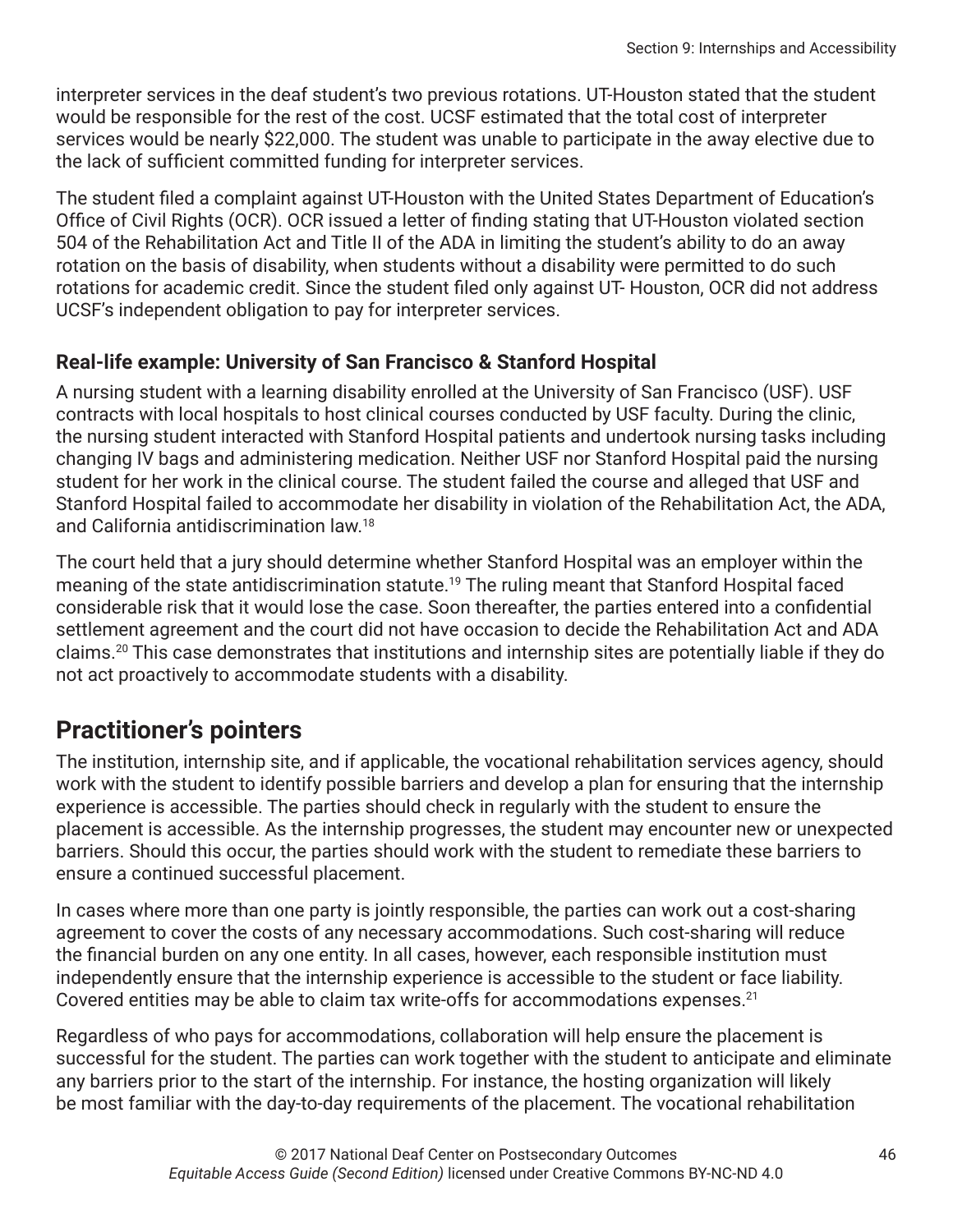interpreter services in the deaf student's two previous rotations. UT-Houston stated that the student would be responsible for the rest of the cost. UCSF estimated that the total cost of interpreter services would be nearly $22,000. The student was unable to participate in the away elective due to the lack of sufficient committed funding for interpreter services.

The student filed a complaint against UT-Houston with the United States Department of Education's Office of Civil Rights (OCR). OCR issued a letter of finding stating that UT-Houston violated section 504 of the Rehabilitation Act and Title II of the ADA in limiting the student's ability to do an away rotation on the basis of disability, when students without a disability were permitted to do such rotations for academic credit. Since the student filed only against UT- Houston, OCR did not address UCSF's independent obligation to pay for interpreter services.

### Real-life example: University of San Francisco & Stanford Hospital

A nursing student with a learning disability enrolled at the University of San Francisco (USF). USF contracts with local hospitals to host clinical courses conducted by USF faculty. During the clinic, the nursing student interacted with Stanford Hospital patients and undertook nursing tasks including changing IV bags and administering medication. Neither USF nor Stanford Hospital paid the nursing student for her work in the clinical course. The student failed the course and alleged that USF and Stanford Hospital failed to accommodate her disability in violation of the Rehabilitation Act, the ADA, and California antidiscrimination law.[18]

The court held that a jury should determine whether Stanford Hospital was an employer within the meaning of the state antidiscrimination statute.[19] The ruling meant that Stanford Hospital faced considerable risk that it would lose the case. Soon thereafter, the parties entered into a confidential settlement agreement and the court did not have occasion to decide the Rehabilitation Act and ADA claims.[20] This case demonstrates that institutions and internship sites are potentially liable if they do not act proactively to accommodate students with a disability.

## Practitioner's pointers

The institution, internship site, and if applicable, the vocational rehabilitation services agency, should work with the student to identify possible barriers and develop a plan for ensuring that the internship experience is accessible. The parties should check in regularly with the student to ensure the placement is accessible. As the internship progresses, the student may encounter new or unexpected barriers. Should this occur, the parties should work with the student to remediate these barriers to ensure a continued successful placement.

In cases where more than one party is jointly responsible, the parties can work out a cost-sharing agreement to cover the costs of any necessary accommodations. Such cost-sharing will reduce the financial burden on any one entity. In all cases, however, each responsible institution must independently ensure that the internship experience is accessible to the student or face liability. Covered entities may be able to claim tax write-offs for accommodations expenses.[21]

Regardless of who pays for accommodations, collaboration will help ensure the placement is successful for the student. The parties can work together with the student to anticipate and eliminate any barriers prior to the start of the internship. For instance, the hosting organization will likely be most familiar with the day-to-day requirements of the placement. The vocational rehabilitation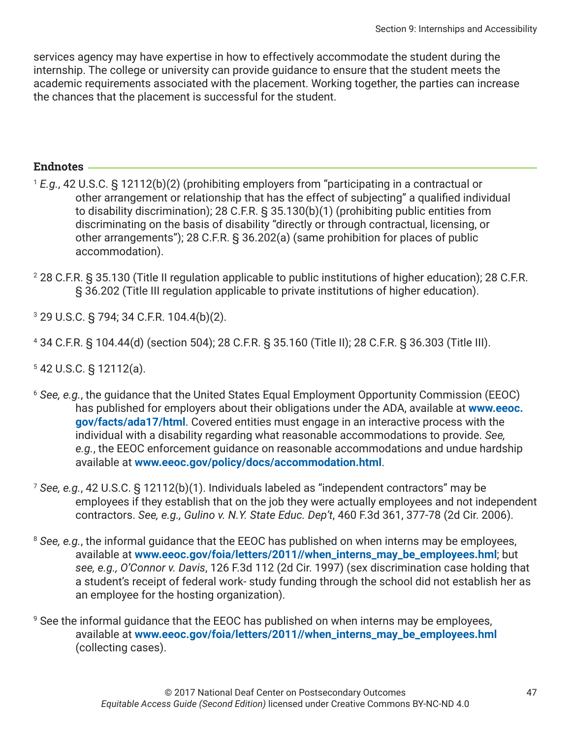services agency may have expertise in how to effectively accommodate the student during the internship. The college or university can provide guidance to ensure that the student meets the academic requirements associated with the placement. Working together, the parties can increase the chances that the placement is successful for the student.

## Endnotes

[1] *E.g.*, 42 U.S.C. § 12112(b)(2) (prohibiting employers from "participating in a contractual or other arrangement or relationship that has the effect of subjecting" a qualified individual to disability discrimination); 28 C.F.R. § 35.130(b)(1) (prohibiting public entities from discriminating on the basis of disability "directly or through contractual, licensing, or other arrangements"); 28 C.F.R. § 36.202(a) (same prohibition for places of public accommodation).

[2] 28 C.F.R. § 35.130 (Title II regulation applicable to public institutions of higher education); 28 C.F.R. § 36.202 (Title III regulation applicable to private institutions of higher education).

[3] 29 U.S.C. § 794; 34 C.F.R. 104.4(b)(2).

[4] 34 C.F.R. § 104.44(d) (section 504); 28 C.F.R. § 35.160 (Title II); 28 C.F.R. § 36.303 (Title III).

[5] 42 U.S.C. § 12112(a).

[6] *See, e.g.*, the guidance that the United States Equal Employment Opportunity Commission (EEOC) has published for employers about their obligations under the ADA, available at **www.eeoc.gov/facts/ada17/html**. Covered entities must engage in an interactive process with the individual with a disability regarding what reasonable accommodations to provide. *See, e.g.*, the EEOC enforcement guidance on reasonable accommodations and undue hardship available at **www.eeoc.gov/policy/docs/accommodation.html**.

[7] *See, e.g.*, 42 U.S.C. § 12112(b)(1). Individuals labeled as "independent contractors" may be employees if they establish that on the job they were actually employees and not independent contractors. *See, e.g., Gulino v. N.Y. State Educ. Dep't*, 460 F.3d 361, 377-78 (2d Cir. 2006).

[8] *See, e.g.*, the informal guidance that the EEOC has published on when interns may be employees, available at **www.eeoc.gov/foia/letters/2011//when_interns_may_be_employees.hml**; but *see, e.g., O'Connor v. Davis*, 126 F.3d 112 (2d Cir. 1997) (sex discrimination case holding that a student's receipt of federal work- study funding through the school did not establish her as an employee for the hosting organization).

[9] See the informal guidance that the EEOC has published on when interns may be employees, available at **www.eeoc.gov/foia/letters/2011//when_interns_may_be_employees.hml** (collecting cases).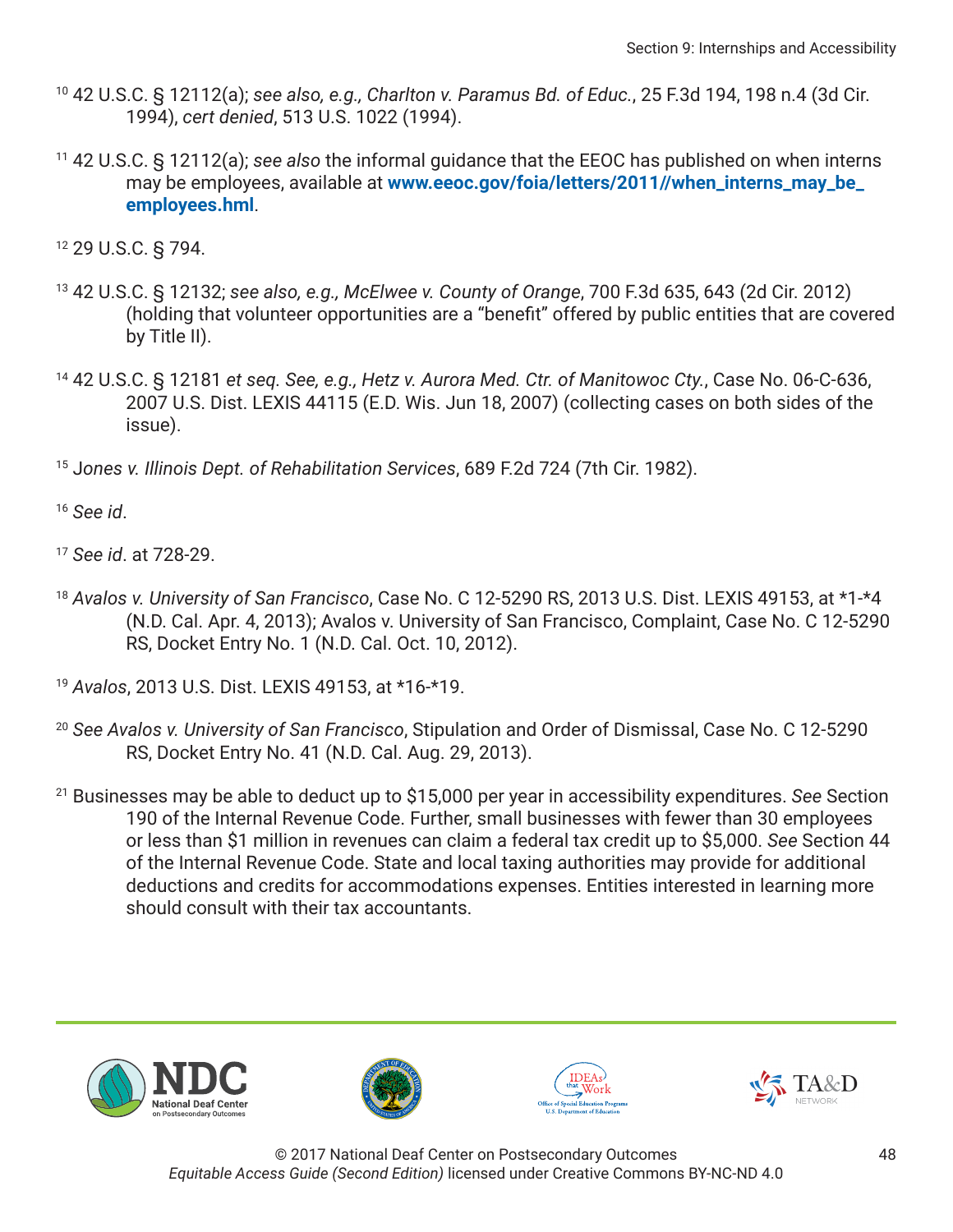[10] 42 U.S.C. § 12112(a); *see also, e.g., Charlton v. Paramus Bd. of Educ.*, 25 F.3d 194, 198 n.4 (3d Cir. 1994), *cert denied*, 513 U.S. 1022 (1994).

[11] 42 U.S.C. § 12112(a); *see also* the informal guidance that the EEOC has published on when interns may be employees, available at **www.eeoc.gov/foia/letters/2011//when_interns_may_be_employees.hml**.

[12] 29 U.S.C. § 794.

[13] 42 U.S.C. § 12132; *see also, e.g., McElwee v. County of Orange*, 700 F.3d 635, 643 (2d Cir. 2012) (holding that volunteer opportunities are a "benefit" offered by public entities that are covered by Title II).

[14] 42 U.S.C. § 12181 *et seq. See, e.g., Hetz v. Aurora Med. Ctr. of Manitowoc Cty.*, Case No. 06-C-636, 2007 U.S. Dist. LEXIS 44115 (E.D. Wis. Jun 18, 2007) (collecting cases on both sides of the issue).

[15] *Jones v. Illinois Dept. of Rehabilitation Services*, 689 F.2d 724 (7th Cir. 1982).

[16] *See id*.

[17] *See id*. at 728-29.

[18] *Avalos v. University of San Francisco*, Case No. C 12-5290 RS, 2013 U.S. Dist. LEXIS 49153, at *1-*4 (N.D. Cal. Apr. 4, 2013); Avalos v. University of San Francisco, Complaint, Case No. C 12-5290 RS, Docket Entry No. 1 (N.D. Cal. Oct. 10, 2012).

[19] *Avalos*, 2013 U.S. Dist. LEXIS 49153, at *16-*19.

[20] *See Avalos v. University of San Francisco*, Stipulation and Order of Dismissal, Case No. C 12-5290 RS, Docket Entry No. 41 (N.D. Cal. Aug. 29, 2013).

[21] Businesses may be able to deduct up to $15,000 per year in accessibility expenditures. *See* Section 190 of the Internal Revenue Code. Further, small businesses with fewer than 30 employees or less than $1 million in revenues can claim a federal tax credit up to $5,000. *See* Section 44 of the Internal Revenue Code. State and local taxing authorities may provide for additional deductions and credits for accommodations expenses. Entities interested in learning more should consult with their tax accountants.